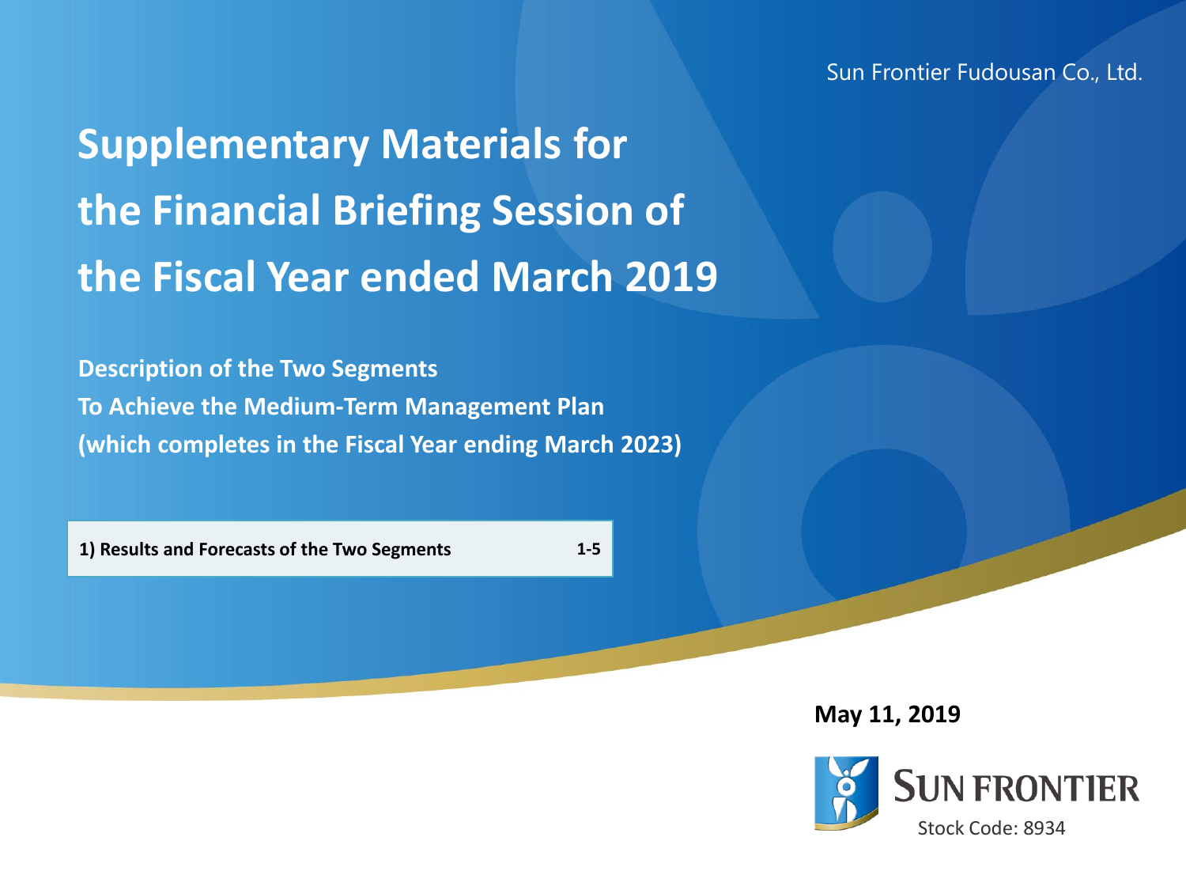Sun Frontier Fudousan Co., Ltd.

# Supplementary Materials for the Financial Briefing Session of the Fiscal Year ended March 2019

**Description of the Two Segments**
**To Achieve the Medium-Term Management Plan**
**(which completes in the Fiscal Year ending March 2023)**

| | |
|---|---|
| **1) Results and Forecasts of the Two Segments** | **1-5** |

**May 11, 2019**

SUN FRONTIER

Stock Code: 8934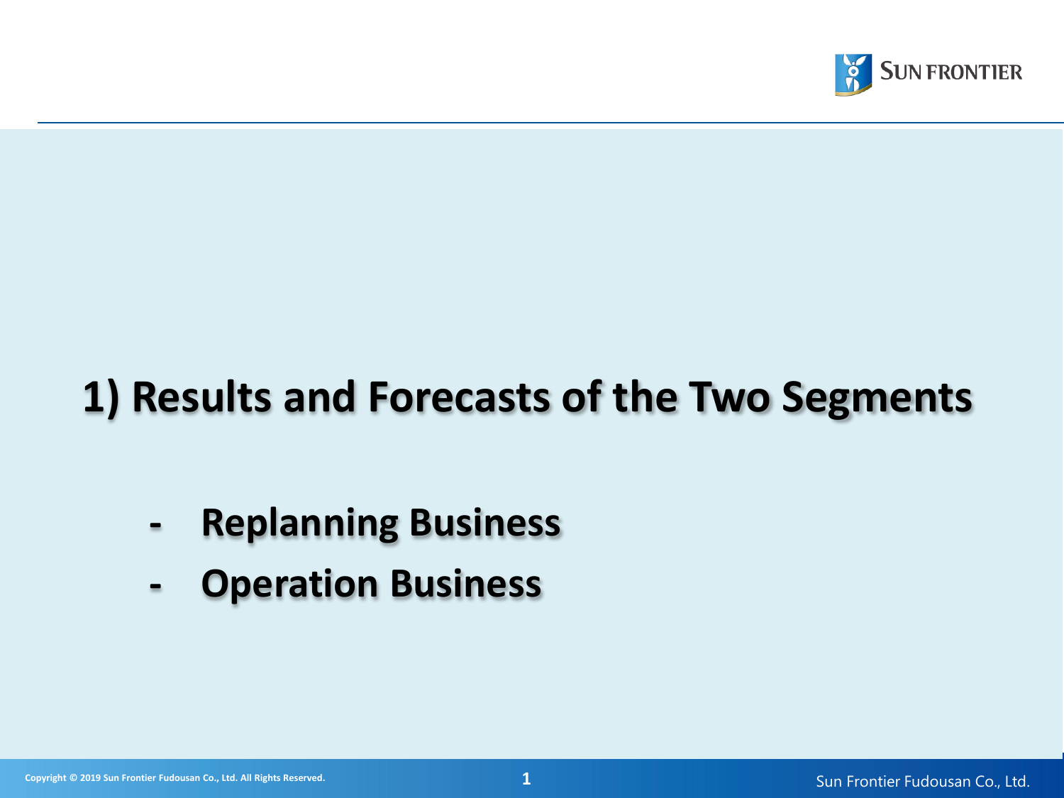# 1) Results and Forecasts of the Two Segments

- **Replanning Business**
- **Operation Business**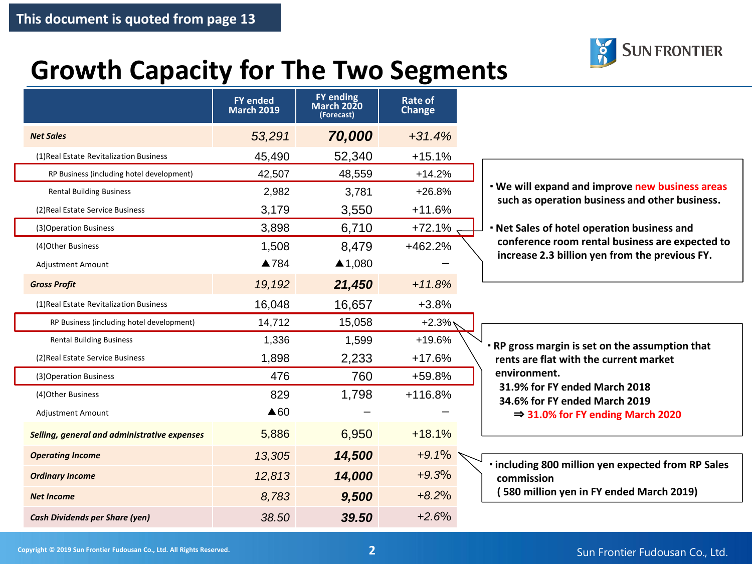This document is quoted from page 13

# Growth Capacity for The Two Segments

| | FY ended March 2019 | FY ending March 2020 (Forecast) | Rate of Change |
|---|---|---|---|
| ***Net Sales*** | *53,291* | ***70,000*** | *+31.4%* |
| (1)Real Estate Revitalization Business | 45,490 | 52,340 | +15.1% |
| RP Business (including hotel development) | 42,507 | 48,559 | +14.2% |
| Rental Building Business | 2,982 | 3,781 | +26.8% |
| (2)Real Estate Service Business | 3,179 | 3,550 | +11.6% |
| (3)Operation Business | 3,898 | 6,710 | +72.1% |
| (4)Other Business | 1,508 | 8,479 | +462.2% |
| Adjustment Amount | ▲784 | ▲1,080 | – |
| ***Gross Profit*** | *19,192* | ***21,450*** | *+11.8%* |
| (1)Real Estate Revitalization Business | 16,048 | 16,657 | +3.8% |
| RP Business (including hotel development) | 14,712 | 15,058 | +2.3% |
| Rental Building Business | 1,336 | 1,599 | +19.6% |
| (2)Real Estate Service Business | 1,898 | 2,233 | +17.6% |
| (3)Operation Business | 476 | 760 | +59.8% |
| (4)Other Business | 829 | 1,798 | +116.8% |
| Adjustment Amount | ▲60 | – | – |
| ***Selling, general and administrative expenses*** | 5,886 | 6,950 | +18.1% |
| ***Operating Income*** | *13,305* | ***14,500*** | *+9.1%* |
| ***Ordinary Income*** | *12,813* | ***14,000*** | *+9.3%* |
| ***Net Income*** | *8,783* | ***9,500*** | *+8.2%* |
| ***Cash Dividends per Share (yen)*** | *38.50* | ***39.50*** | *+2.6%* |

- **We will expand and improve new business areas such as operation business and other business.**
- **Net Sales of hotel operation business and conference room rental business are expected to increase 2.3 billion yen from the previous FY.**

- **RP gross margin is set on the assumption that rents are flat with the current market environment.**
  - **31.9% for FY ended March 2018**
  - **34.6% for FY ended March 2019**
  - **⇒ 31.0% for FY ending March 2020**

- **including 800 million yen expected from RP Sales commission ( 580 million yen in FY ended March 2019)**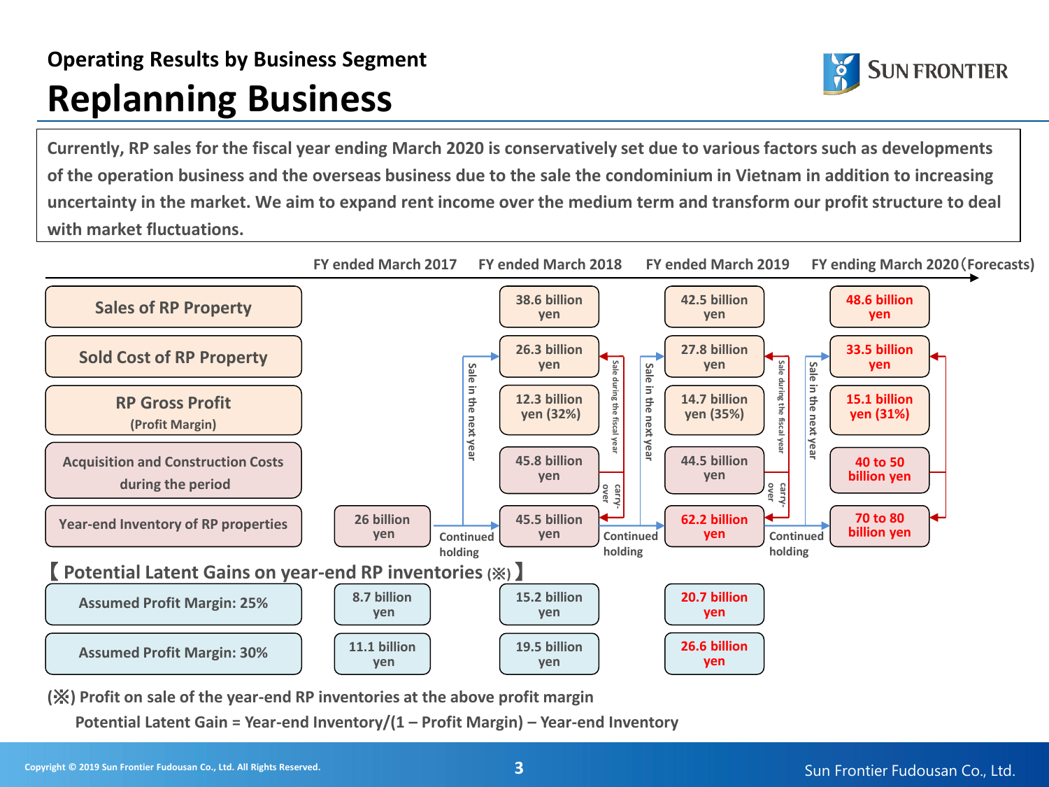Operating Results by Business Segment

# Replanning Business

**Currently, RP sales for the fiscal year ending March 2020 is conservatively set due to various factors such as developments of the operation business and the overseas business due to the sale the condominium in Vietnam in addition to increasing uncertainty in the market. We aim to expand rent income over the medium term and transform our profit structure to deal with market fluctuations.**

| | FY ended March 2017 | FY ended March 2018 | FY ended March 2019 | FY ending March 2020 (Forecasts) |
|---|---|---|---|---|
| Sales of RP Property | | 38.6 billion yen | 42.5 billion yen | 48.6 billion yen |
| Sold Cost of RP Property | | 26.3 billion yen | 27.8 billion yen | 33.5 billion yen |
| RP Gross Profit (Profit Margin) | | 12.3 billion yen (32%) | 14.7 billion yen (35%) | 15.1 billion yen (31%) |
| Acquisition and Construction Costs during the period | | 45.8 billion yen | 44.5 billion yen | 40 to 50 billion yen |
| Year-end Inventory of RP properties | 26 billion yen | 45.5 billion yen | 62.2 billion yen | 70 to 80 billion yen |

Flow labels: Continued holding → Sale in the next year; Sale during the fiscal year; carry-over

**【Potential Latent Gains on year-end RP inventories (※)】**

| | FY ended March 2017 | FY ended March 2018 | FY ended March 2019 |
|---|---|---|---|
| Assumed Profit Margin: 25% | 8.7 billion yen | 15.2 billion yen | 20.7 billion yen |
| Assumed Profit Margin: 30% | 11.1 billion yen | 19.5 billion yen | 26.6 billion yen |

(※) Profit on sale of the year-end RP inventories at the above profit margin

Potential Latent Gain = Year-end Inventory/(1 – Profit Margin) – Year-end Inventory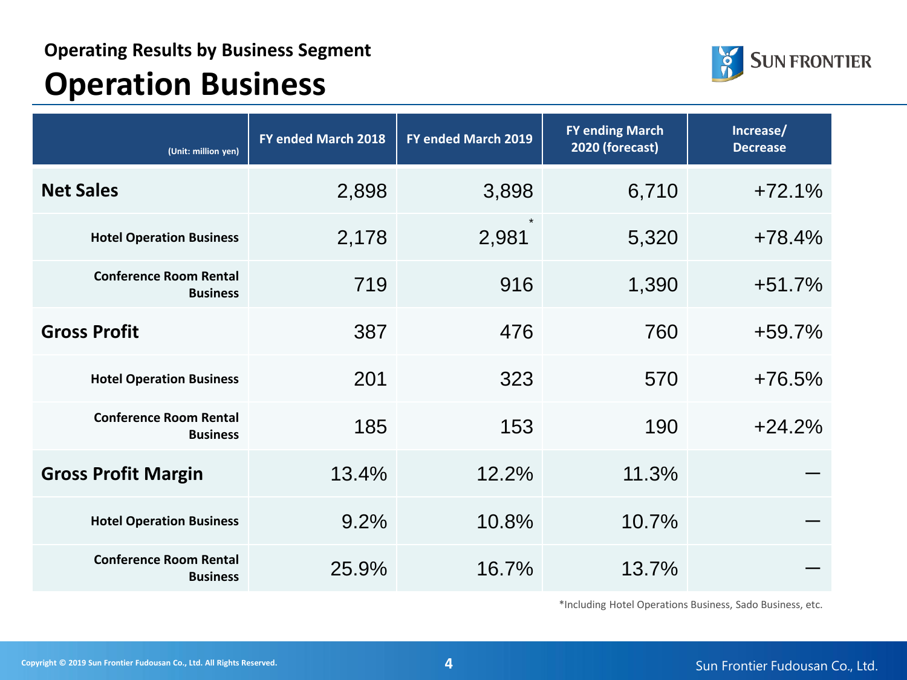### Operating Results by Business Segment

# Operation Business

| (Unit: million yen) | FY ended March 2018 | FY ended March 2019 | FY ending March 2020 (forecast) | Increase/ Decrease |
|---|---|---|---|---|
| **Net Sales** | 2,898 | 3,898 | 6,710 | +72.1% |
| Hotel Operation Business | 2,178 | 2,981* | 5,320 | +78.4% |
| Conference Room Rental Business | 719 | 916 | 1,390 | +51.7% |
| **Gross Profit** | 387 | 476 | 760 | +59.7% |
| Hotel Operation Business | 201 | 323 | 570 | +76.5% |
| Conference Room Rental Business | 185 | 153 | 190 | +24.2% |
| **Gross Profit Margin** | 13.4% | 12.2% | 11.3% | — |
| Hotel Operation Business | 9.2% | 10.8% | 10.7% | — |
| Conference Room Rental Business | 25.9% | 16.7% | 13.7% | — |

*Including Hotel Operations Business, Sado Business, etc.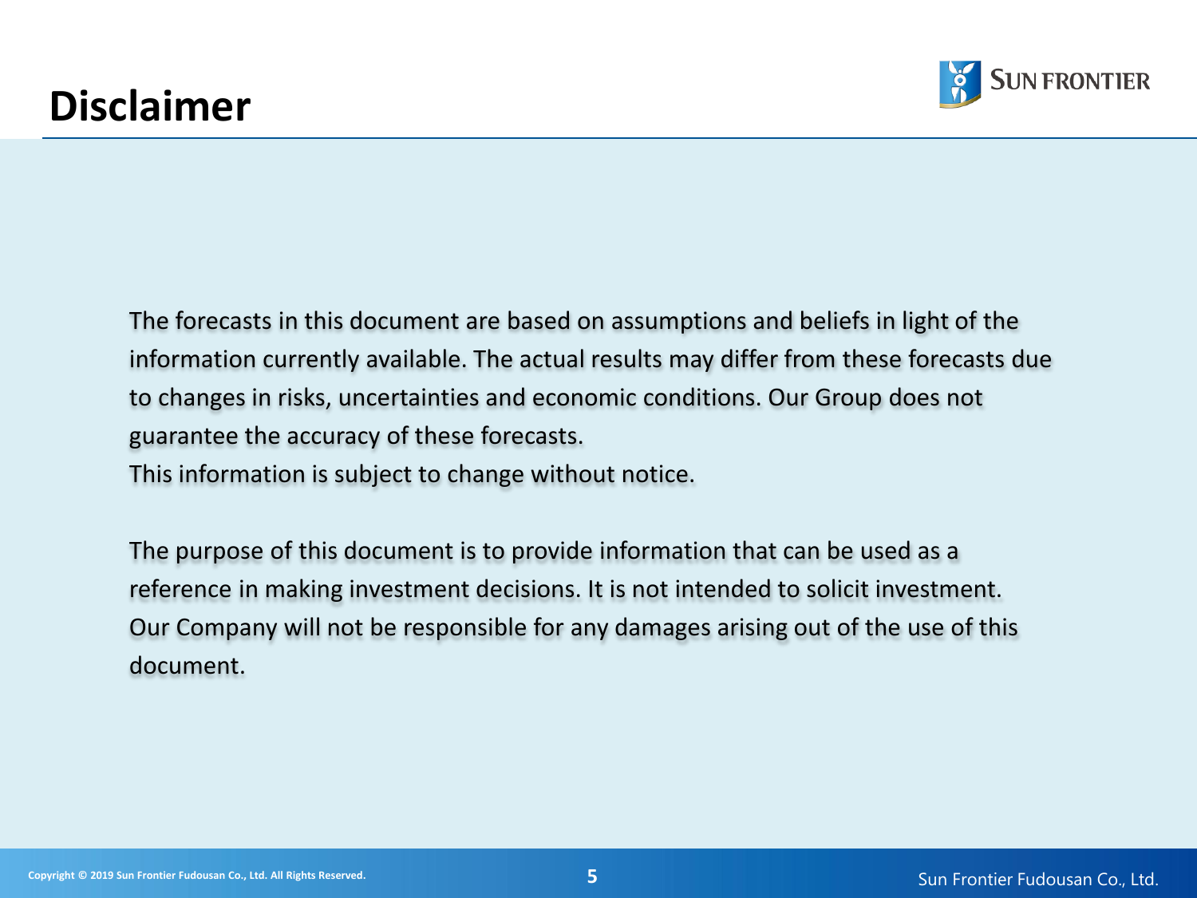# Disclaimer

The forecasts in this document are based on assumptions and beliefs in light of the information currently available. The actual results may differ from these forecasts due to changes in risks, uncertainties and economic conditions. Our Group does not guarantee the accuracy of these forecasts.
This information is subject to change without notice.

The purpose of this document is to provide information that can be used as a reference in making investment decisions. It is not intended to solicit investment. Our Company will not be responsible for any damages arising out of the use of this document.